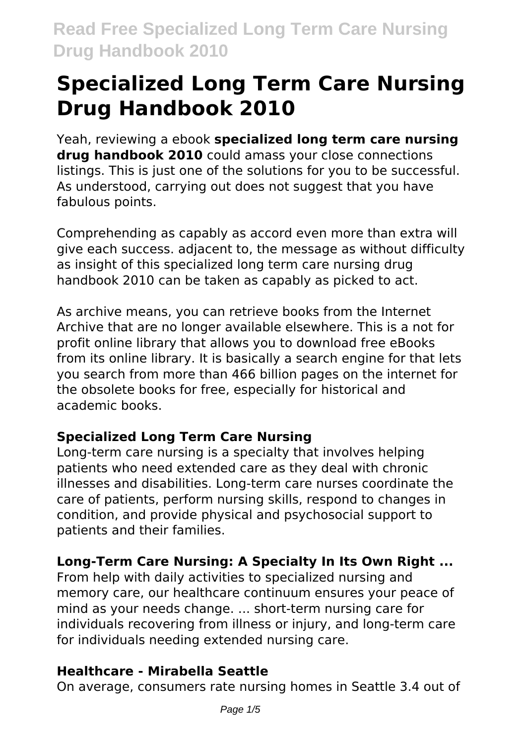# Specialized Long Term Care Nursing Drug Handbook 2010

Yeah, reviewing a ebook **specialized long term care nursing drug handbook 2010** could amass your close connections listings. This is just one of the solutions for you to be successful. As understood, carrying out does not suggest that you have fabulous points.

Comprehending as capably as accord even more than extra will give each success. adjacent to, the message as without difficulty as insight of this specialized long term care nursing drug handbook 2010 can be taken as capably as picked to act.

As archive means, you can retrieve books from the Internet Archive that are no longer available elsewhere. This is a not for profit online library that allows you to download free eBooks from its online library. It is basically a search engine for that lets you search from more than 466 billion pages on the internet for the obsolete books for free, especially for historical and academic books.

### Specialized Long Term Care Nursing

Long-term care nursing is a specialty that involves helping patients who need extended care as they deal with chronic illnesses and disabilities. Long-term care nurses coordinate the care of patients, perform nursing skills, respond to changes in condition, and provide physical and psychosocial support to patients and their families.

### Long-Term Care Nursing: A Specialty In Its Own Right ...

From help with daily activities to specialized nursing and memory care, our healthcare continuum ensures your peace of mind as your needs change. ... short-term nursing care for individuals recovering from illness or injury, and long-term care for individuals needing extended nursing care.

### Healthcare - Mirabella Seattle

On average, consumers rate nursing homes in Seattle 3.4 out of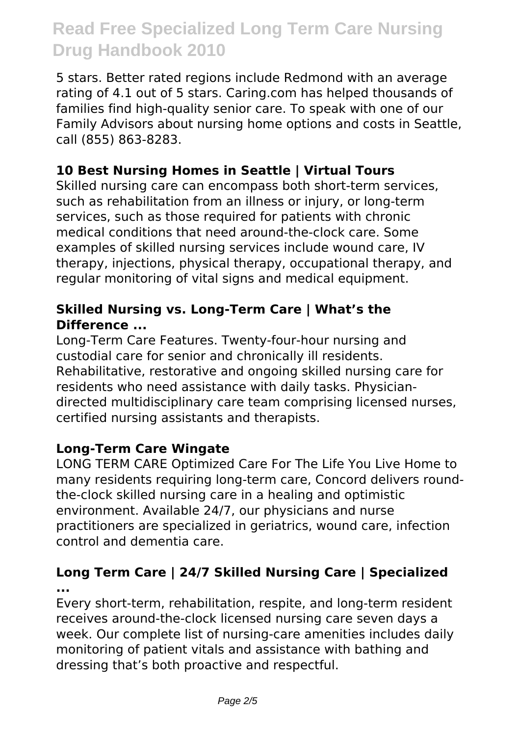5 stars. Better rated regions include Redmond with an average rating of 4.1 out of 5 stars. Caring.com has helped thousands of families find high-quality senior care. To speak with one of our Family Advisors about nursing home options and costs in Seattle, call (855) 863-8283.

### 10 Best Nursing Homes in Seattle | Virtual Tours

Skilled nursing care can encompass both short-term services, such as rehabilitation from an illness or injury, or long-term services, such as those required for patients with chronic medical conditions that need around-the-clock care. Some examples of skilled nursing services include wound care, IV therapy, injections, physical therapy, occupational therapy, and regular monitoring of vital signs and medical equipment.

### Skilled Nursing vs. Long-Term Care | What's the Difference ...

Long-Term Care Features. Twenty-four-hour nursing and custodial care for senior and chronically ill residents. Rehabilitative, restorative and ongoing skilled nursing care for residents who need assistance with daily tasks. Physician-directed multidisciplinary care team comprising licensed nurses, certified nursing assistants and therapists.

### Long-Term Care Wingate

LONG TERM CARE Optimized Care For The Life You Live Home to many residents requiring long-term care, Concord delivers round-the-clock skilled nursing care in a healing and optimistic environment. Available 24/7, our physicians and nurse practitioners are specialized in geriatrics, wound care, infection control and dementia care.

### Long Term Care | 24/7 Skilled Nursing Care | Specialized ...

Every short-term, rehabilitation, respite, and long-term resident receives around-the-clock licensed nursing care seven days a week. Our complete list of nursing-care amenities includes daily monitoring of patient vitals and assistance with bathing and dressing that's both proactive and respectful.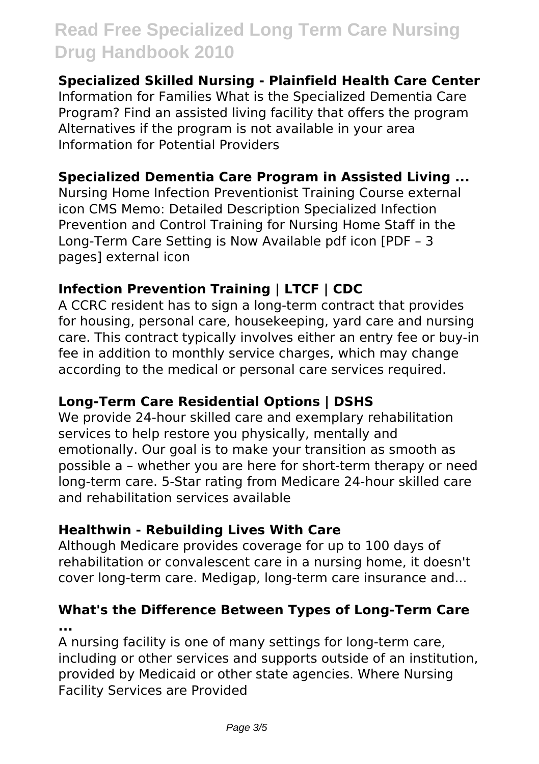**Specialized Skilled Nursing - Plainfield Health Care Center**

Information for Families What is the Specialized Dementia Care Program? Find an assisted living facility that offers the program Alternatives if the program is not available in your area Information for Potential Providers

**Specialized Dementia Care Program in Assisted Living ...**

Nursing Home Infection Preventionist Training Course external icon CMS Memo: Detailed Description Specialized Infection Prevention and Control Training for Nursing Home Staff in the Long-Term Care Setting is Now Available pdf icon [PDF – 3 pages] external icon

**Infection Prevention Training | LTCF | CDC**

A CCRC resident has to sign a long-term contract that provides for housing, personal care, housekeeping, yard care and nursing care. This contract typically involves either an entry fee or buy-in fee in addition to monthly service charges, which may change according to the medical or personal care services required.

**Long-Term Care Residential Options | DSHS**

We provide 24-hour skilled care and exemplary rehabilitation services to help restore you physically, mentally and emotionally. Our goal is to make your transition as smooth as possible a – whether you are here for short-term therapy or need long-term care. 5-Star rating from Medicare 24-hour skilled care and rehabilitation services available

**Healthwin - Rebuilding Lives With Care**

Although Medicare provides coverage for up to 100 days of rehabilitation or convalescent care in a nursing home, it doesn't cover long-term care. Medigap, long-term care insurance and...

**What's the Difference Between Types of Long-Term Care ...**

A nursing facility is one of many settings for long-term care, including or other services and supports outside of an institution, provided by Medicaid or other state agencies. Where Nursing Facility Services are Provided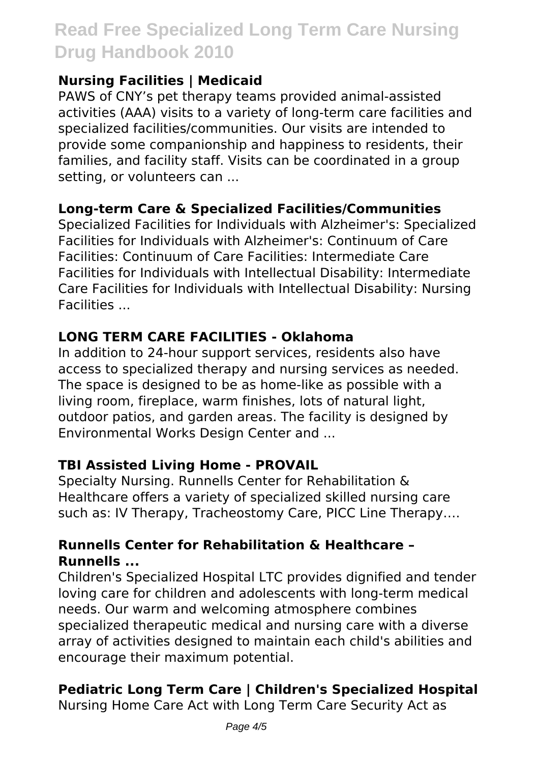### Nursing Facilities | Medicaid

PAWS of CNY's pet therapy teams provided animal-assisted activities (AAA) visits to a variety of long-term care facilities and specialized facilities/communities. Our visits are intended to provide some companionship and happiness to residents, their families, and facility staff. Visits can be coordinated in a group setting, or volunteers can ...

### Long-term Care & Specialized Facilities/Communities

Specialized Facilities for Individuals with Alzheimer's: Specialized Facilities for Individuals with Alzheimer's: Continuum of Care Facilities: Continuum of Care Facilities: Intermediate Care Facilities for Individuals with Intellectual Disability: Intermediate Care Facilities for Individuals with Intellectual Disability: Nursing Facilities ...

### LONG TERM CARE FACILITIES - Oklahoma

In addition to 24-hour support services, residents also have access to specialized therapy and nursing services as needed. The space is designed to be as home-like as possible with a living room, fireplace, warm finishes, lots of natural light, outdoor patios, and garden areas. The facility is designed by Environmental Works Design Center and ...

### TBI Assisted Living Home - PROVAIL

Specialty Nursing. Runnells Center for Rehabilitation & Healthcare offers a variety of specialized skilled nursing care such as: IV Therapy, Tracheostomy Care, PICC Line Therapy….

### Runnells Center for Rehabilitation & Healthcare – Runnells ...

Children's Specialized Hospital LTC provides dignified and tender loving care for children and adolescents with long-term medical needs. Our warm and welcoming atmosphere combines specialized therapeutic medical and nursing care with a diverse array of activities designed to maintain each child's abilities and encourage their maximum potential.

### Pediatric Long Term Care | Children's Specialized Hospital

Nursing Home Care Act with Long Term Care Security Act as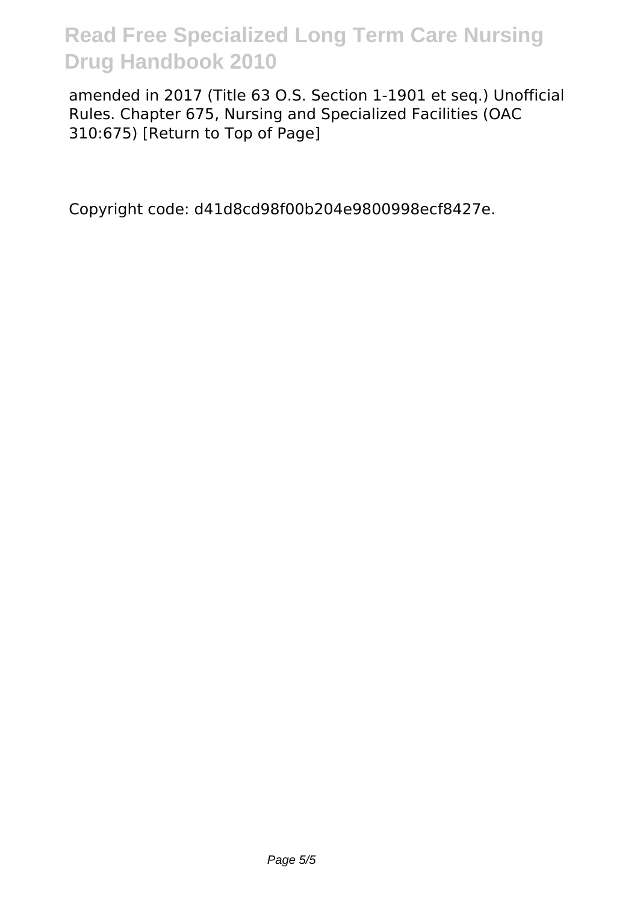amended in 2017 (Title 63 O.S. Section 1-1901 et seq.) Unofficial Rules. Chapter 675, Nursing and Specialized Facilities (OAC 310:675) [Return to Top of Page]

Copyright code: d41d8cd98f00b204e9800998ecf8427e.